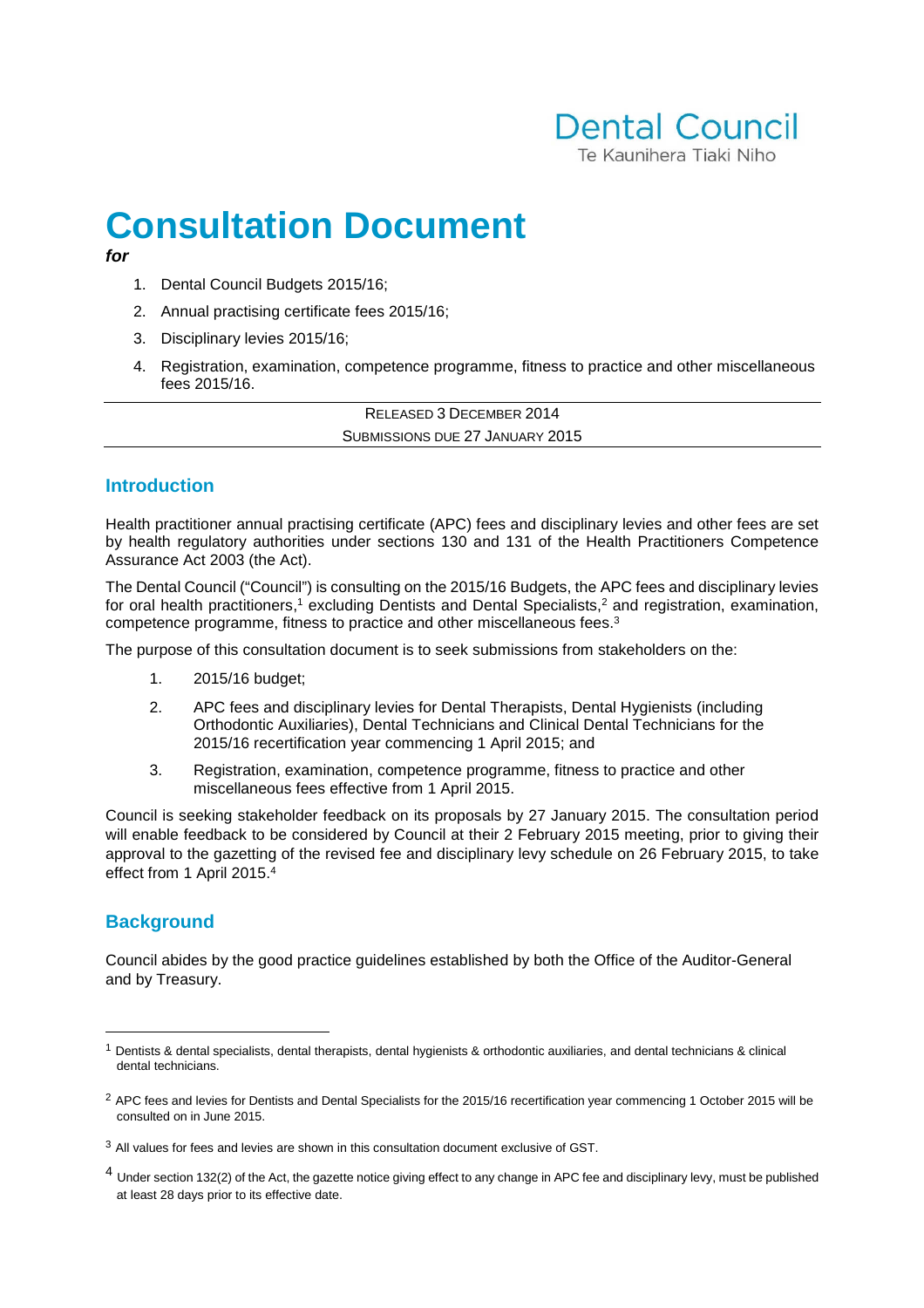Dental Council
Te Kaunihera Tiaki Niho

# Consultation Document

***for***

1. Dental Council Budgets 2015/16;
2. Annual practising certificate fees 2015/16;
3. Disciplinary levies 2015/16;
4. Registration, examination, competence programme, fitness to practice and other miscellaneous fees 2015/16.

---

RELEASED 3 DECEMBER 2014

SUBMISSIONS DUE 27 JANUARY 2015

---

## Introduction

Health practitioner annual practising certificate (APC) fees and disciplinary levies and other fees are set by health regulatory authorities under sections 130 and 131 of the Health Practitioners Competence Assurance Act 2003 (the Act).

The Dental Council ("Council") is consulting on the 2015/16 Budgets, the APC fees and disciplinary levies for oral health practitioners,[1] excluding Dentists and Dental Specialists,[2] and registration, examination, competence programme, fitness to practice and other miscellaneous fees.[3]

The purpose of this consultation document is to seek submissions from stakeholders on the:

1. 2015/16 budget;
2. APC fees and disciplinary levies for Dental Therapists, Dental Hygienists (including Orthodontic Auxiliaries), Dental Technicians and Clinical Dental Technicians for the 2015/16 recertification year commencing 1 April 2015; and
3. Registration, examination, competence programme, fitness to practice and other miscellaneous fees effective from 1 April 2015.

Council is seeking stakeholder feedback on its proposals by 27 January 2015. The consultation period will enable feedback to be considered by Council at their 2 February 2015 meeting, prior to giving their approval to the gazetting of the revised fee and disciplinary levy schedule on 26 February 2015, to take effect from 1 April 2015.[4]

## Background

Council abides by the good practice guidelines established by both the Office of the Auditor-General and by Treasury.

---

[1] Dentists & dental specialists, dental therapists, dental hygienists & orthodontic auxiliaries, and dental technicians & clinical dental technicians.

[2] APC fees and levies for Dentists and Dental Specialists for the 2015/16 recertification year commencing 1 October 2015 will be consulted on in June 2015.

[3] All values for fees and levies are shown in this consultation document exclusive of GST.

[4] Under section 132(2) of the Act, the gazette notice giving effect to any change in APC fee and disciplinary levy, must be published at least 28 days prior to its effective date.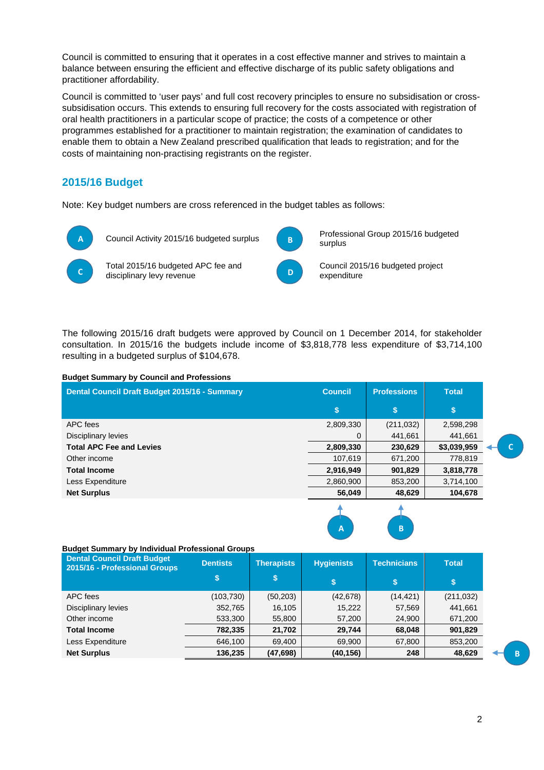Council is committed to ensuring that it operates in a cost effective manner and strives to maintain a balance between ensuring the efficient and effective discharge of its public safety obligations and practitioner affordability.

Council is committed to 'user pays' and full cost recovery principles to ensure no subsidisation or cross-subsidisation occurs. This extends to ensuring full recovery for the costs associated with registration of oral health practitioners in a particular scope of practice; the costs of a competence or other programmes established for a practitioner to maintain registration; the examination of candidates to enable them to obtain a New Zealand prescribed qualification that leads to registration; and for the costs of maintaining non-practising registrants on the register.

## 2015/16 Budget

Note: Key budget numbers are cross referenced in the budget tables as follows:

- **A** Council Activity 2015/16 budgeted surplus
- **B** Professional Group 2015/16 budgeted surplus
- **C** Total 2015/16 budgeted APC fee and disciplinary levy revenue
- **D** Council 2015/16 budgeted project expenditure

The following 2015/16 draft budgets were approved by Council on 1 December 2014, for stakeholder consultation. In 2015/16 the budgets include income of $3,818,778 less expenditure of $3,714,100 resulting in a budgeted surplus of $104,678.

**Budget Summary by Council and Professions**

| Dental Council Draft Budget 2015/16 - Summary | Council $ | Professions $ | Total $ | |
|---|---|---|---|---|
| APC fees | 2,809,330 | (211,032) | 2,598,298 | |
| Disciplinary levies | 0 | 441,661 | 441,661 | |
| **Total APC Fee and Levies** | **2,809,330** | **230,629** | **$3,039,959** | C |
| Other income | 107,619 | 671,200 | 778,819 | |
| **Total Income** | **2,916,949** | **901,829** | **3,818,778** | |
| Less Expenditure | 2,860,900 | 853,200 | 3,714,100 | |
| **Net Surplus** | **56,049** | **48,629** | **104,678** | |
| | A | B | | |

**Budget Summary by Individual Professional Groups**

| Dental Council Draft Budget 2015/16 - Professional Groups | Dentists $ | Therapists $ | Hygienists $ | Technicians $ | Total $ | |
|---|---|---|---|---|---|---|
| APC fees | (103,730) | (50,203) | (42,678) | (14,421) | (211,032) | |
| Disciplinary levies | 352,765 | 16,105 | 15,222 | 57,569 | 441,661 | |
| Other income | 533,300 | 55,800 | 57,200 | 24,900 | 671,200 | |
| **Total Income** | **782,335** | **21,702** | **29,744** | **68,048** | **901,829** | |
| Less Expenditure | 646,100 | 69,400 | 69,900 | 67,800 | 853,200 | |
| **Net Surplus** | **136,235** | **(47,698)** | **(40,156)** | **248** | **48,629** | B |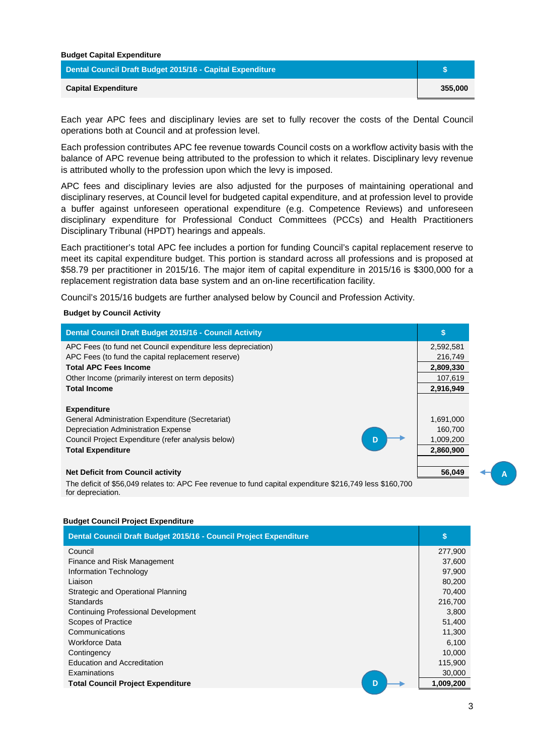**Budget Capital Expenditure**

| Dental Council Draft Budget 2015/16 - Capital Expenditure | $ |
|---|---|
| **Capital Expenditure** | **355,000** |

Each year APC fees and disciplinary levies are set to fully recover the costs of the Dental Council operations both at Council and at profession level.

Each profession contributes APC fee revenue towards Council costs on a workflow activity basis with the balance of APC revenue being attributed to the profession to which it relates. Disciplinary levy revenue is attributed wholly to the profession upon which the levy is imposed.

APC fees and disciplinary levies are also adjusted for the purposes of maintaining operational and disciplinary reserves, at Council level for budgeted capital expenditure, and at profession level to provide a buffer against unforeseen operational expenditure (e.g. Competence Reviews) and unforeseen disciplinary expenditure for Professional Conduct Committees (PCCs) and Health Practitioners Disciplinary Tribunal (HPDT) hearings and appeals.

Each practitioner's total APC fee includes a portion for funding Council's capital replacement reserve to meet its capital expenditure budget. This portion is standard across all professions and is proposed at $58.79 per practitioner in 2015/16. The major item of capital expenditure in 2015/16 is $300,000 for a replacement registration data base system and an on-line recertification facility.

Council's 2015/16 budgets are further analysed below by Council and Profession Activity.

**Budget by Council Activity**

| Dental Council Draft Budget 2015/16 - Council Activity | $ |
|---|---|
| APC Fees (to fund net Council expenditure less depreciation) | 2,592,581 |
| APC Fees (to fund the capital replacement reserve) | 216,749 |
| **Total APC Fees Income** | **2,809,330** |
| Other Income (primarily interest on term deposits) | 107,619 |
| **Total Income** | **2,916,949** |
| | |
| **Expenditure** | |
| General Administration Expenditure (Secretariat) | 1,691,000 |
| Depreciation Administration Expense | 160,700 |
| Council Project Expenditure (refer analysis below) D | 1,009,200 |
| **Total Expenditure** | **2,860,900** |
| | |
| **Net Deficit from Council activity** | **56,049** A |
| The deficit of $56,049 relates to: APC Fee revenue to fund capital expenditure $216,749 less $160,700 for depreciation. | |

**Budget Council Project Expenditure**

| Dental Council Draft Budget 2015/16 - Council Project Expenditure | $ |
|---|---|
| Council | 277,900 |
| Finance and Risk Management | 37,600 |
| Information Technology | 97,900 |
| Liaison | 80,200 |
| Strategic and Operational Planning | 70,400 |
| Standards | 216,700 |
| Continuing Professional Development | 3,800 |
| Scopes of Practice | 51,400 |
| Communications | 11,300 |
| Workforce Data | 6,100 |
| Contingency | 10,000 |
| Education and Accreditation | 115,900 |
| Examinations | 30,000 |
| **Total Council Project Expenditure** D | **1,009,200** |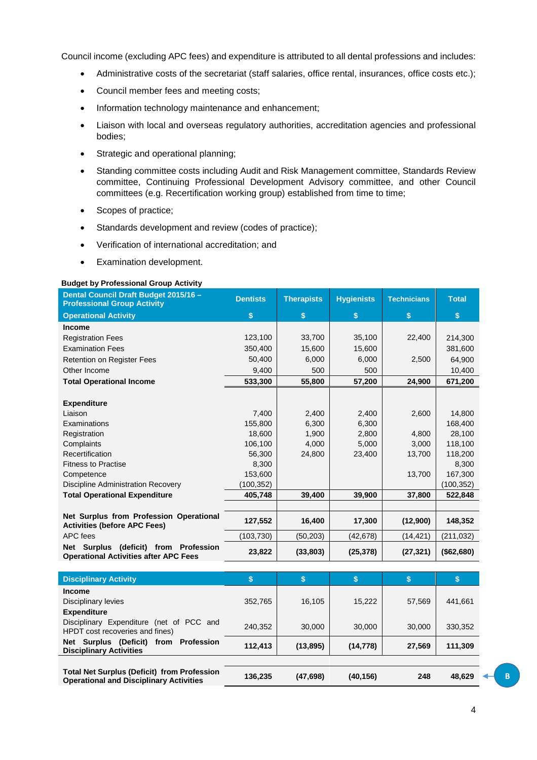Council income (excluding APC fees) and expenditure is attributed to all dental professions and includes:

- Administrative costs of the secretariat (staff salaries, office rental, insurances, office costs etc.);
- Council member fees and meeting costs;
- Information technology maintenance and enhancement;
- Liaison with local and overseas regulatory authorities, accreditation agencies and professional bodies;
- Strategic and operational planning;
- Standing committee costs including Audit and Risk Management committee, Standards Review committee, Continuing Professional Development Advisory committee, and other Council committees (e.g. Recertification working group) established from time to time;
- Scopes of practice;
- Standards development and review (codes of practice);
- Verification of international accreditation; and
- Examination development.

**Budget by Professional Group Activity**

| Dental Council Draft Budget 2015/16 – Professional Group Activity | Dentists | Therapists | Hygienists | Technicians | Total |
|---|---|---|---|---|---|
| **Operational Activity** | $ | $ | $ | $ | $ |
| **Income** | | | | | |
| Registration Fees | 123,100 | 33,700 | 35,100 | 22,400 | 214,300 |
| Examination Fees | 350,400 | 15,600 | 15,600 | | 381,600 |
| Retention on Register Fees | 50,400 | 6,000 | 6,000 | 2,500 | 64,900 |
| Other Income | 9,400 | 500 | 500 | | 10,400 |
| **Total Operational Income** | **533,300** | **55,800** | **57,200** | **24,900** | **671,200** |
| | | | | | |
| **Expenditure** | | | | | |
| Liaison | 7,400 | 2,400 | 2,400 | 2,600 | 14,800 |
| Examinations | 155,800 | 6,300 | 6,300 | | 168,400 |
| Registration | 18,600 | 1,900 | 2,800 | 4,800 | 28,100 |
| Complaints | 106,100 | 4,000 | 5,000 | 3,000 | 118,100 |
| Recertification | 56,300 | 24,800 | 23,400 | 13,700 | 118,200 |
| Fitness to Practise | 8,300 | | | | 8,300 |
| Competence | 153,600 | | | 13,700 | 167,300 |
| Discipline Administration Recovery | (100,352) | | | | (100,352) |
| **Total Operational Expenditure** | **405,748** | **39,400** | **39,900** | **37,800** | **522,848** |
| | | | | | |
| **Net Surplus from Profession Operational Activities (before APC Fees)** | **127,552** | **16,400** | **17,300** | **(12,900)** | **148,352** |
| APC fees | (103,730) | (50,203) | (42,678) | (14,421) | (211,032) |
| **Net Surplus (deficit) from Profession Operational Activities after APC Fees** | **23,822** | **(33,803)** | **(25,378)** | **(27,321)** | **($62,680)** |
| | | | | | |
| **Disciplinary Activity** | $ | $ | $ | $ | $ |
| **Income** | | | | | |
| Disciplinary levies | 352,765 | 16,105 | 15,222 | 57,569 | 441,661 |
| **Expenditure** | | | | | |
| Disciplinary Expenditure (net of PCC and HPDT cost recoveries and fines) | 240,352 | 30,000 | 30,000 | 30,000 | 330,352 |
| **Net Surplus (Deficit) from Profession Disciplinary Activities** | **112,413** | **(13,895)** | **(14,778)** | **27,569** | **111,309** |
| | | | | | |
| **Total Net Surplus (Deficit) from Profession Operational and Disciplinary Activities** | **136,235** | **(47,698)** | **(40,156)** | **248** | **48,629** |

B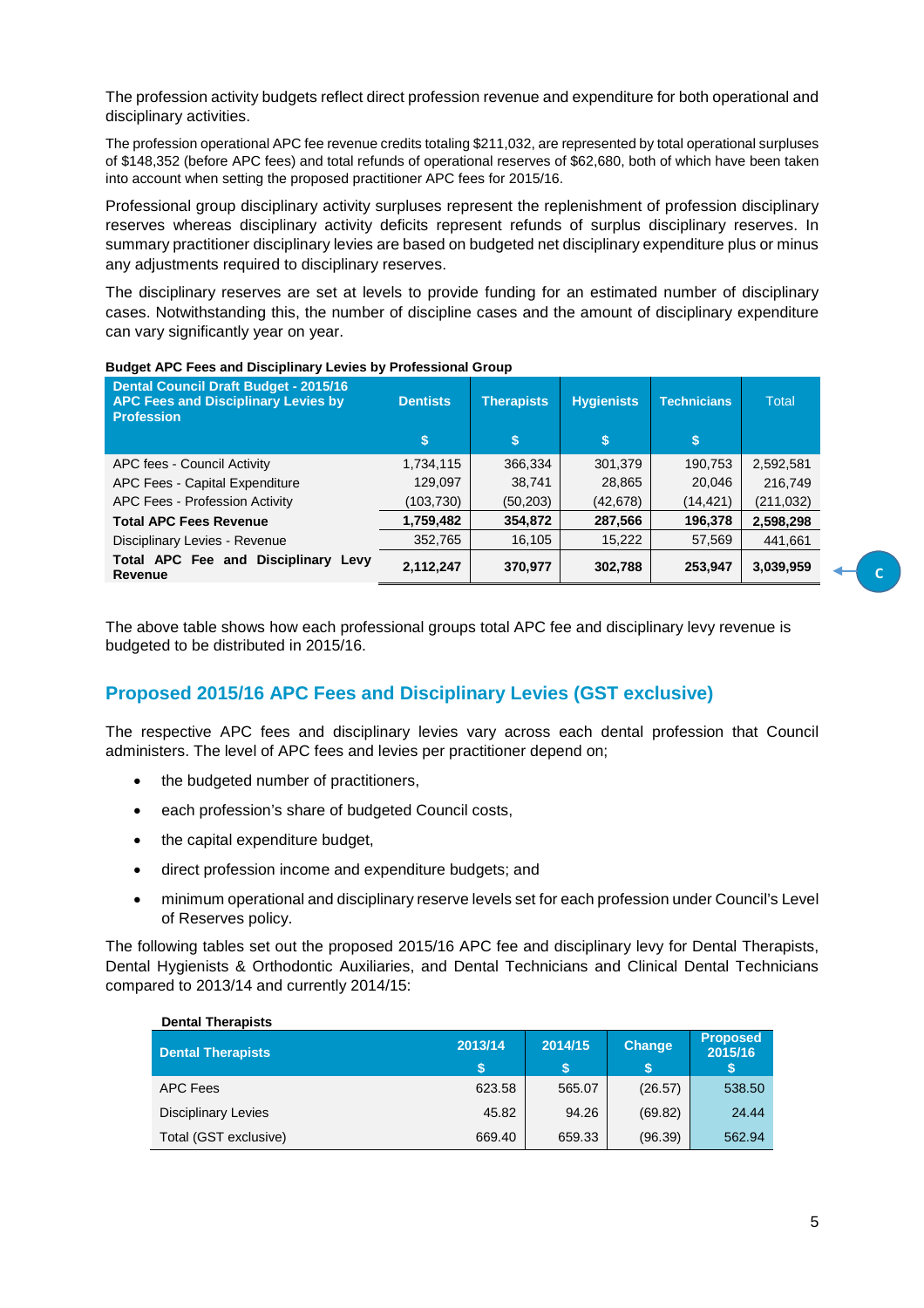The profession activity budgets reflect direct profession revenue and expenditure for both operational and disciplinary activities.

The profession operational APC fee revenue credits totaling $211,032, are represented by total operational surpluses of $148,352 (before APC fees) and total refunds of operational reserves of $62,680, both of which have been taken into account when setting the proposed practitioner APC fees for 2015/16.

Professional group disciplinary activity surpluses represent the replenishment of profession disciplinary reserves whereas disciplinary activity deficits represent refunds of surplus disciplinary reserves. In summary practitioner disciplinary levies are based on budgeted net disciplinary expenditure plus or minus any adjustments required to disciplinary reserves.

The disciplinary reserves are set at levels to provide funding for an estimated number of disciplinary cases. Notwithstanding this, the number of discipline cases and the amount of disciplinary expenditure can vary significantly year on year.

**Budget APC Fees and Disciplinary Levies by Professional Group**

| Dental Council Draft Budget - 2015/16 APC Fees and Disciplinary Levies by Profession | Dentists | Therapists | Hygienists | Technicians | Total |
|---|---|---|---|---|---|
| | $ | $ | $ | $ | |
| APC fees - Council Activity | 1,734,115 | 366,334 | 301,379 | 190,753 | 2,592,581 |
| APC Fees - Capital Expenditure | 129,097 | 38,741 | 28,865 | 20,046 | 216,749 |
| APC Fees - Profession Activity | (103,730) | (50,203) | (42,678) | (14,421) | (211,032) |
| **Total APC Fees Revenue** | **1,759,482** | **354,872** | **287,566** | **196,378** | **2,598,298** |
| Disciplinary Levies - Revenue | 352,765 | 16,105 | 15,222 | 57,569 | 441,661 |
| **Total APC Fee and Disciplinary Levy Revenue** | **2,112,247** | **370,977** | **302,788** | **253,947** | **3,039,959** |

C

The above table shows how each professional groups total APC fee and disciplinary levy revenue is budgeted to be distributed in 2015/16.

## Proposed 2015/16 APC Fees and Disciplinary Levies (GST exclusive)

The respective APC fees and disciplinary levies vary across each dental profession that Council administers. The level of APC fees and levies per practitioner depend on;

- the budgeted number of practitioners,
- each profession's share of budgeted Council costs,
- the capital expenditure budget,
- direct profession income and expenditure budgets; and
- minimum operational and disciplinary reserve levels set for each profession under Council's Level of Reserves policy.

The following tables set out the proposed 2015/16 APC fee and disciplinary levy for Dental Therapists, Dental Hygienists & Orthodontic Auxiliaries, and Dental Technicians and Clinical Dental Technicians compared to 2013/14 and currently 2014/15:

**Dental Therapists**

| Dental Therapists | 2013/14 $ | 2014/15 $ | Change $ | Proposed 2015/16 $ |
|---|---|---|---|---|
| APC Fees | 623.58 | 565.07 | (26.57) | 538.50 |
| Disciplinary Levies | 45.82 | 94.26 | (69.82) | 24.44 |
| Total (GST exclusive) | 669.40 | 659.33 | (96.39) | 562.94 |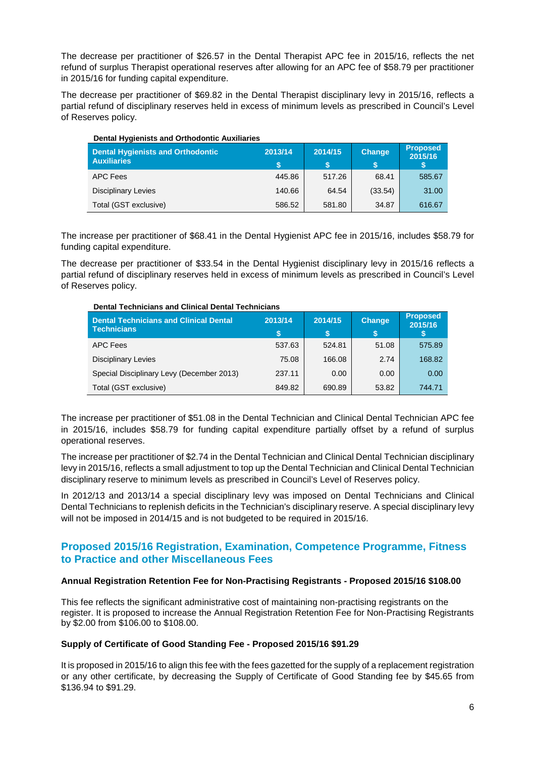The decrease per practitioner of $26.57 in the Dental Therapist APC fee in 2015/16, reflects the net refund of surplus Therapist operational reserves after allowing for an APC fee of $58.79 per practitioner in 2015/16 for funding capital expenditure.

The decrease per practitioner of $69.82 in the Dental Therapist disciplinary levy in 2015/16, reflects a partial refund of disciplinary reserves held in excess of minimum levels as prescribed in Council's Level of Reserves policy.

**Dental Hygienists and Orthodontic Auxiliaries**

| Dental Hygienists and Orthodontic Auxiliaries | 2013/14 $ | 2014/15 $ | Change $ | Proposed 2015/16 $ |
|---|---|---|---|---|
| APC Fees | 445.86 | 517.26 | 68.41 | 585.67 |
| Disciplinary Levies | 140.66 | 64.54 | (33.54) | 31.00 |
| Total (GST exclusive) | 586.52 | 581.80 | 34.87 | 616.67 |

The increase per practitioner of $68.41 in the Dental Hygienist APC fee in 2015/16, includes $58.79 for funding capital expenditure.

The decrease per practitioner of $33.54 in the Dental Hygienist disciplinary levy in 2015/16 reflects a partial refund of disciplinary reserves held in excess of minimum levels as prescribed in Council's Level of Reserves policy.

**Dental Technicians and Clinical Dental Technicians**

| Dental Technicians and Clinical Dental Technicians | 2013/14 $ | 2014/15 $ | Change $ | Proposed 2015/16 $ |
|---|---|---|---|---|
| APC Fees | 537.63 | 524.81 | 51.08 | 575.89 |
| Disciplinary Levies | 75.08 | 166.08 | 2.74 | 168.82 |
| Special Disciplinary Levy (December 2013) | 237.11 | 0.00 | 0.00 | 0.00 |
| Total (GST exclusive) | 849.82 | 690.89 | 53.82 | 744.71 |

The increase per practitioner of $51.08 in the Dental Technician and Clinical Dental Technician APC fee in 2015/16, includes $58.79 for funding capital expenditure partially offset by a refund of surplus operational reserves.

The increase per practitioner of $2.74 in the Dental Technician and Clinical Dental Technician disciplinary levy in 2015/16, reflects a small adjustment to top up the Dental Technician and Clinical Dental Technician disciplinary reserve to minimum levels as prescribed in Council's Level of Reserves policy.

In 2012/13 and 2013/14 a special disciplinary levy was imposed on Dental Technicians and Clinical Dental Technicians to replenish deficits in the Technician's disciplinary reserve. A special disciplinary levy will not be imposed in 2014/15 and is not budgeted to be required in 2015/16.

## Proposed 2015/16 Registration, Examination, Competence Programme, Fitness to Practice and other Miscellaneous Fees

**Annual Registration Retention Fee for Non-Practising Registrants - Proposed 2015/16 $108.00**

This fee reflects the significant administrative cost of maintaining non-practising registrants on the register. It is proposed to increase the Annual Registration Retention Fee for Non-Practising Registrants by $2.00 from $106.00 to $108.00.

**Supply of Certificate of Good Standing Fee - Proposed 2015/16 $91.29**

It is proposed in 2015/16 to align this fee with the fees gazetted for the supply of a replacement registration or any other certificate, by decreasing the Supply of Certificate of Good Standing fee by $45.65 from $136.94 to $91.29.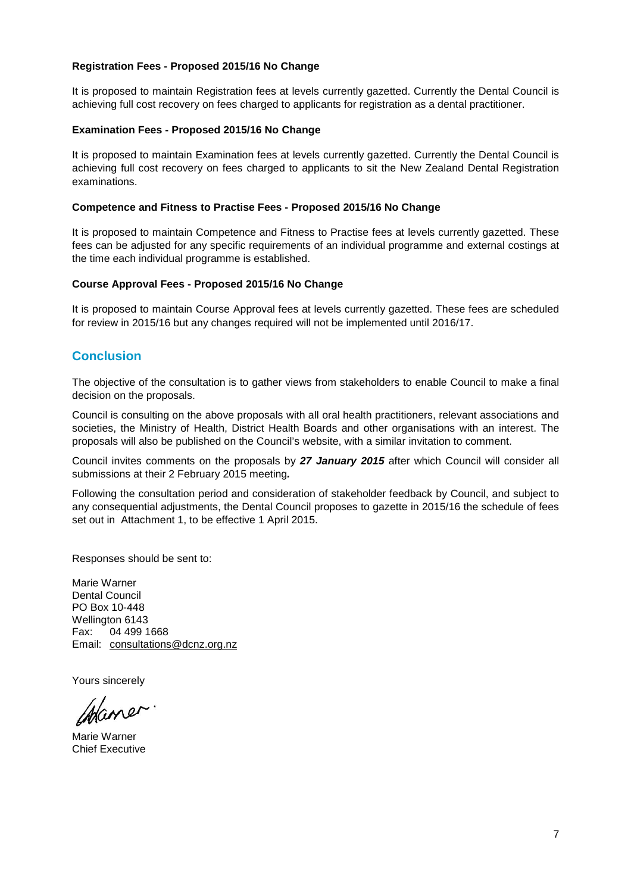**Registration Fees - Proposed 2015/16 No Change**

It is proposed to maintain Registration fees at levels currently gazetted. Currently the Dental Council is achieving full cost recovery on fees charged to applicants for registration as a dental practitioner.

**Examination Fees - Proposed 2015/16 No Change**

It is proposed to maintain Examination fees at levels currently gazetted. Currently the Dental Council is achieving full cost recovery on fees charged to applicants to sit the New Zealand Dental Registration examinations.

**Competence and Fitness to Practise Fees - Proposed 2015/16 No Change**

It is proposed to maintain Competence and Fitness to Practise fees at levels currently gazetted. These fees can be adjusted for any specific requirements of an individual programme and external costings at the time each individual programme is established.

**Course Approval Fees - Proposed 2015/16 No Change**

It is proposed to maintain Course Approval fees at levels currently gazetted. These fees are scheduled for review in 2015/16 but any changes required will not be implemented until 2016/17.

## Conclusion

The objective of the consultation is to gather views from stakeholders to enable Council to make a final decision on the proposals.

Council is consulting on the above proposals with all oral health practitioners, relevant associations and societies, the Ministry of Health, District Health Boards and other organisations with an interest. The proposals will also be published on the Council's website, with a similar invitation to comment.

Council invites comments on the proposals by ***27 January 2015*** after which Council will consider all submissions at their 2 February 2015 meeting.

Following the consultation period and consideration of stakeholder feedback by Council, and subject to any consequential adjustments, the Dental Council proposes to gazette in 2015/16 the schedule of fees set out in Attachment 1, to be effective 1 April 2015.

Responses should be sent to:

Marie Warner
Dental Council
PO Box 10-448
Wellington 6143
Fax: 04 499 1668
Email: consultations@dcnz.org.nz

Yours sincerely

Marie Warner
Chief Executive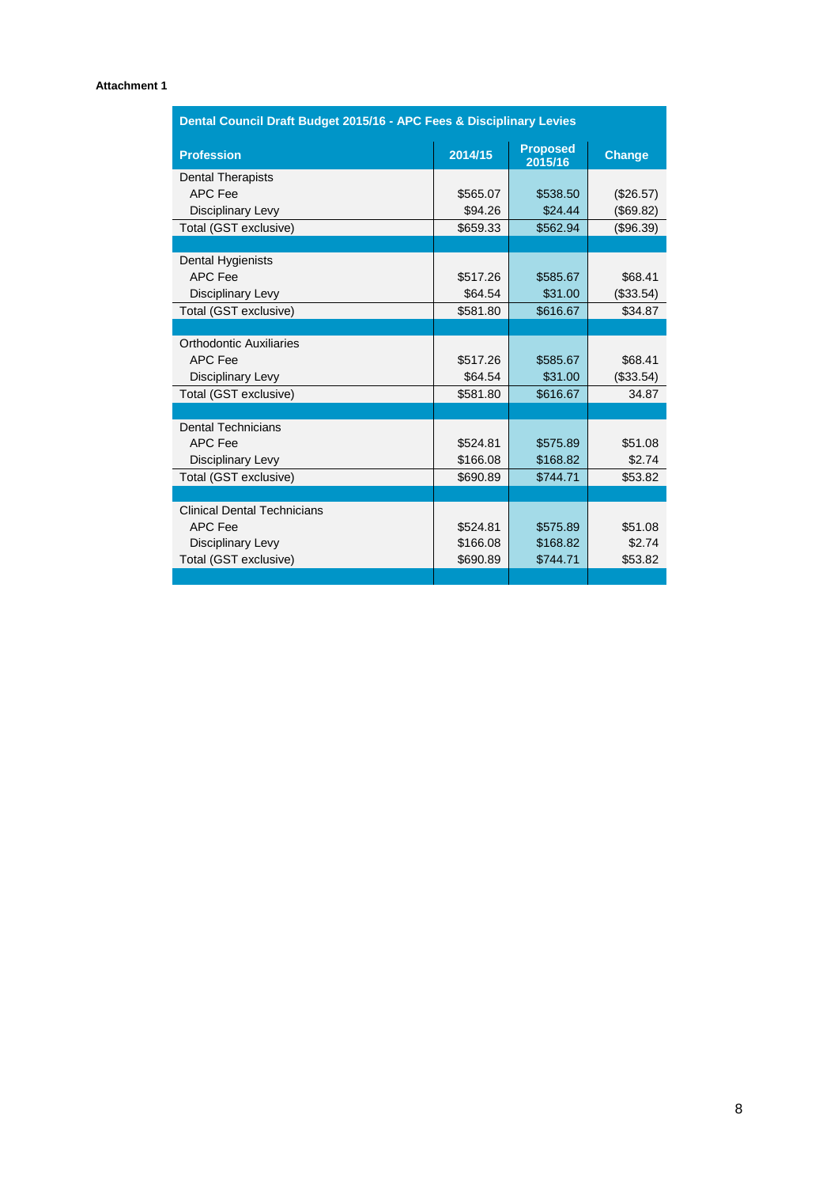**Attachment 1**

| Dental Council Draft Budget 2015/16 - APC Fees & Disciplinary Levies | | | |
|---|---|---|---|
| **Profession** | **2014/15** | **Proposed 2015/16** | **Change** |
| Dental Therapists | | | |
| APC Fee | $565.07 | $538.50 | ($26.57) |
| Disciplinary Levy | $94.26 | $24.44 | ($69.82) |
| Total (GST exclusive) | $659.33 | $562.94 | ($96.39) |
| | | | |
| Dental Hygienists | | | |
| APC Fee | $517.26 | $585.67 | $68.41 |
| Disciplinary Levy | $64.54 | $31.00 | ($33.54) |
| Total (GST exclusive) | $581.80 | $616.67 | $34.87 |
| | | | |
| Orthodontic Auxiliaries | | | |
| APC Fee | $517.26 | $585.67 | $68.41 |
| Disciplinary Levy | $64.54 | $31.00 | ($33.54) |
| Total (GST exclusive) | $581.80 | $616.67 | 34.87 |
| | | | |
| Dental Technicians | | | |
| APC Fee | $524.81 | $575.89 | $51.08 |
| Disciplinary Levy | $166.08 | $168.82 | $2.74 |
| Total (GST exclusive) | $690.89 | $744.71 | $53.82 |
| | | | |
| Clinical Dental Technicians | | | |
| APC Fee | $524.81 | $575.89 | $51.08 |
| Disciplinary Levy | $166.08 | $168.82 | $2.74 |
| Total (GST exclusive) | $690.89 | $744.71 | $53.82 |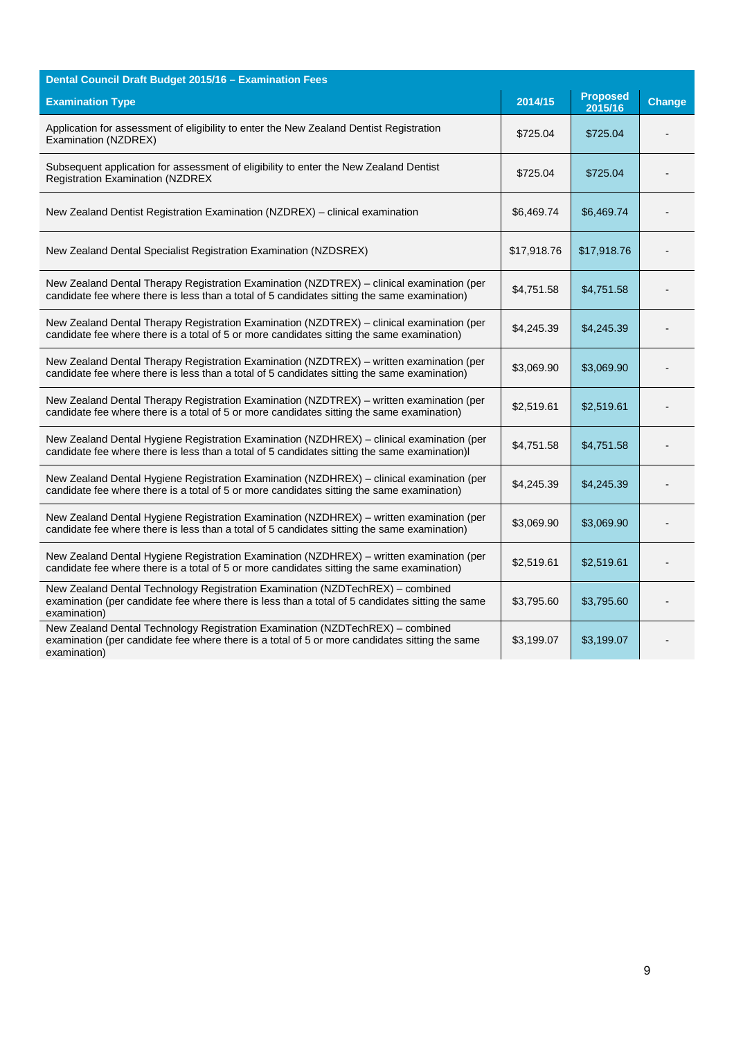| Dental Council Draft Budget 2015/16 – Examination Fees | | | |
|---|---|---|---|
| **Examination Type** | **2014/15** | **Proposed 2015/16** | **Change** |
| Application for assessment of eligibility to enter the New Zealand Dentist Registration Examination (NZDREX) | $725.04 | $725.04 | - |
| Subsequent application for assessment of eligibility to enter the New Zealand Dentist Registration Examination (NZDREX | $725.04 | $725.04 | - |
| New Zealand Dentist Registration Examination (NZDREX) – clinical examination | $6,469.74 | $6,469.74 | - |
| New Zealand Dental Specialist Registration Examination (NZDSREX) | $17,918.76 | $17,918.76 | - |
| New Zealand Dental Therapy Registration Examination (NZDTREX) – clinical examination (per candidate fee where there is less than a total of 5 candidates sitting the same examination) | $4,751.58 | $4,751.58 | - |
| New Zealand Dental Therapy Registration Examination (NZDTREX) – clinical examination (per candidate fee where there is a total of 5 or more candidates sitting the same examination) | $4,245.39 | $4,245.39 | - |
| New Zealand Dental Therapy Registration Examination (NZDTREX) – written examination (per candidate fee where there is less than a total of 5 candidates sitting the same examination) | $3,069.90 | $3,069.90 | - |
| New Zealand Dental Therapy Registration Examination (NZDTREX) – written examination (per candidate fee where there is a total of 5 or more candidates sitting the same examination) | $2,519.61 | $2,519.61 | - |
| New Zealand Dental Hygiene Registration Examination (NZDHREX) – clinical examination (per candidate fee where there is less than a total of 5 candidates sitting the same examination)l | $4,751.58 | $4,751.58 | - |
| New Zealand Dental Hygiene Registration Examination (NZDHREX) – clinical examination (per candidate fee where there is a total of 5 or more candidates sitting the same examination) | $4,245.39 | $4,245.39 | - |
| New Zealand Dental Hygiene Registration Examination (NZDHREX) – written examination (per candidate fee where there is less than a total of 5 candidates sitting the same examination) | $3,069.90 | $3,069.90 | - |
| New Zealand Dental Hygiene Registration Examination (NZDHREX) – written examination (per candidate fee where there is a total of 5 or more candidates sitting the same examination) | $2,519.61 | $2,519.61 | - |
| New Zealand Dental Technology Registration Examination (NZDTechREX) – combined examination (per candidate fee where there is less than a total of 5 candidates sitting the same examination) | $3,795.60 | $3,795.60 | - |
| New Zealand Dental Technology Registration Examination (NZDTechREX) – combined examination (per candidate fee where there is a total of 5 or more candidates sitting the same examination) | $3,199.07 | $3,199.07 | - |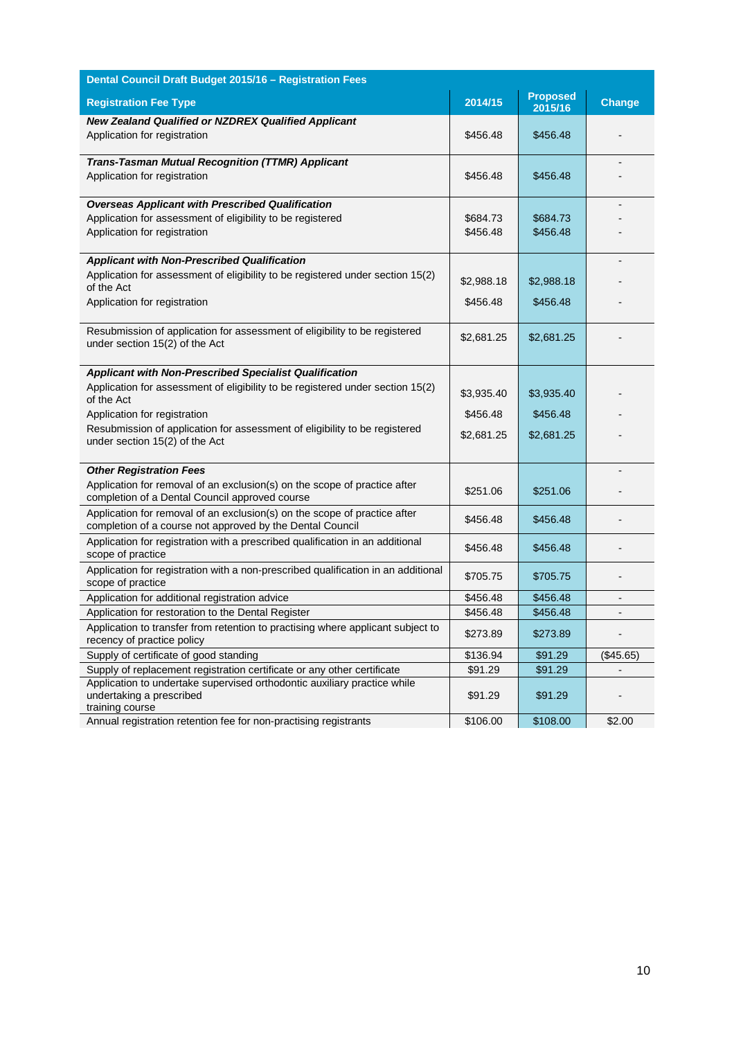| Dental Council Draft Budget 2015/16 – Registration Fees | | | |
|---|---|---|---|
| **Registration Fee Type** | **2014/15** | **Proposed 2015/16** | **Change** |
| ***New Zealand Qualified or NZDREX Qualified Applicant*** | | | |
| Application for registration | $456.48 | $456.48 | - |
| ***Trans-Tasman Mutual Recognition (TTMR) Applicant*** | | | - |
| Application for registration | $456.48 | $456.48 | - |
| ***Overseas Applicant with Prescribed Qualification*** | | | - |
| Application for assessment of eligibility to be registered | $684.73 | $684.73 | - |
| Application for registration | $456.48 | $456.48 | - |
| ***Applicant with Non-Prescribed Qualification*** | | | - |
| Application for assessment of eligibility to be registered under section 15(2) of the Act | $2,988.18 | $2,988.18 | - |
| Application for registration | $456.48 | $456.48 | - |
| Resubmission of application for assessment of eligibility to be registered under section 15(2) of the Act | $2,681.25 | $2,681.25 | - |
| ***Applicant with Non-Prescribed Specialist Qualification*** | | | |
| Application for assessment of eligibility to be registered under section 15(2) of the Act | $3,935.40 | $3,935.40 | - |
| Application for registration | $456.48 | $456.48 | - |
| Resubmission of application for assessment of eligibility to be registered under section 15(2) of the Act | $2,681.25 | $2,681.25 | - |
| ***Other Registration Fees*** | | | - |
| Application for removal of an exclusion(s) on the scope of practice after completion of a Dental Council approved course | $251.06 | $251.06 | - |
| Application for removal of an exclusion(s) on the scope of practice after completion of a course not approved by the Dental Council | $456.48 | $456.48 | - |
| Application for registration with a prescribed qualification in an additional scope of practice | $456.48 | $456.48 | - |
| Application for registration with a non-prescribed qualification in an additional scope of practice | $705.75 | $705.75 | - |
| Application for additional registration advice | $456.48 | $456.48 | - |
| Application for restoration to the Dental Register | $456.48 | $456.48 | - |
| Application to transfer from retention to practising where applicant subject to recency of practice policy | $273.89 | $273.89 | - |
| Supply of certificate of good standing | $136.94 | $91.29 | ($45.65) |
| Supply of replacement registration certificate or any other certificate | $91.29 | $91.29 | - |
| Application to undertake supervised orthodontic auxiliary practice while undertaking a prescribed training course | $91.29 | $91.29 | - |
| Annual registration retention fee for non-practising registrants | $106.00 | $108.00 | $2.00 |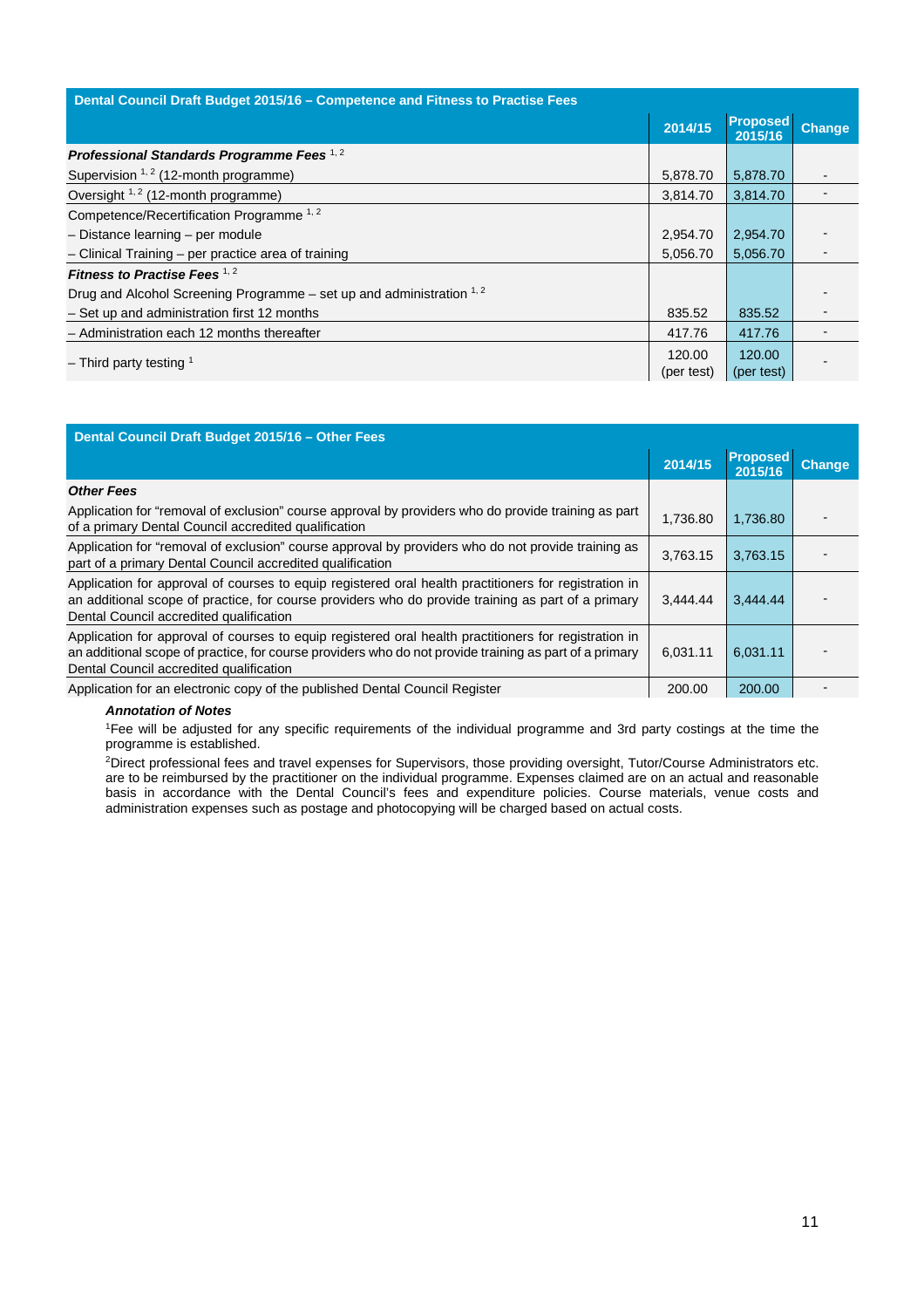| Dental Council Draft Budget 2015/16 – Competence and Fitness to Practise Fees | 2014/15 | Proposed 2015/16 | Change |
|---|---|---|---|
| ***Professional Standards Programme Fees*** [1, 2] | | | |
| Supervision [1, 2] (12-month programme) | 5,878.70 | 5,878.70 | - |
| Oversight [1, 2] (12-month programme) | 3,814.70 | 3,814.70 | - |
| Competence/Recertification Programme [1, 2] | | | |
| – Distance learning – per module | 2,954.70 | 2,954.70 | - |
| – Clinical Training – per practice area of training | 5,056.70 | 5,056.70 | - |
| ***Fitness to Practise Fees*** [1, 2] | | | |
| Drug and Alcohol Screening Programme – set up and administration [1, 2] | | | - |
| – Set up and administration first 12 months | 835.52 | 835.52 | - |
| – Administration each 12 months thereafter | 417.76 | 417.76 | - |
| – Third party testing [1] | 120.00 (per test) | 120.00 (per test) | - |

| Dental Council Draft Budget 2015/16 – Other Fees | 2014/15 | Proposed 2015/16 | Change |
|---|---|---|---|
| ***Other Fees*** | | | |
| Application for "removal of exclusion" course approval by providers who do provide training as part of a primary Dental Council accredited qualification | 1,736.80 | 1,736.80 | - |
| Application for "removal of exclusion" course approval by providers who do not provide training as part of a primary Dental Council accredited qualification | 3,763.15 | 3,763.15 | - |
| Application for approval of courses to equip registered oral health practitioners for registration in an additional scope of practice, for course providers who do provide training as part of a primary Dental Council accredited qualification | 3,444.44 | 3,444.44 | - |
| Application for approval of courses to equip registered oral health practitioners for registration in an additional scope of practice, for course providers who do not provide training as part of a primary Dental Council accredited qualification | 6,031.11 | 6,031.11 | - |
| Application for an electronic copy of the published Dental Council Register | 200.00 | 200.00 | - |

***Annotation of Notes***

[1]Fee will be adjusted for any specific requirements of the individual programme and 3rd party costings at the time the programme is established.

[2]Direct professional fees and travel expenses for Supervisors, those providing oversight, Tutor/Course Administrators etc. are to be reimbursed by the practitioner on the individual programme. Expenses claimed are on an actual and reasonable basis in accordance with the Dental Council's fees and expenditure policies. Course materials, venue costs and administration expenses such as postage and photocopying will be charged based on actual costs.